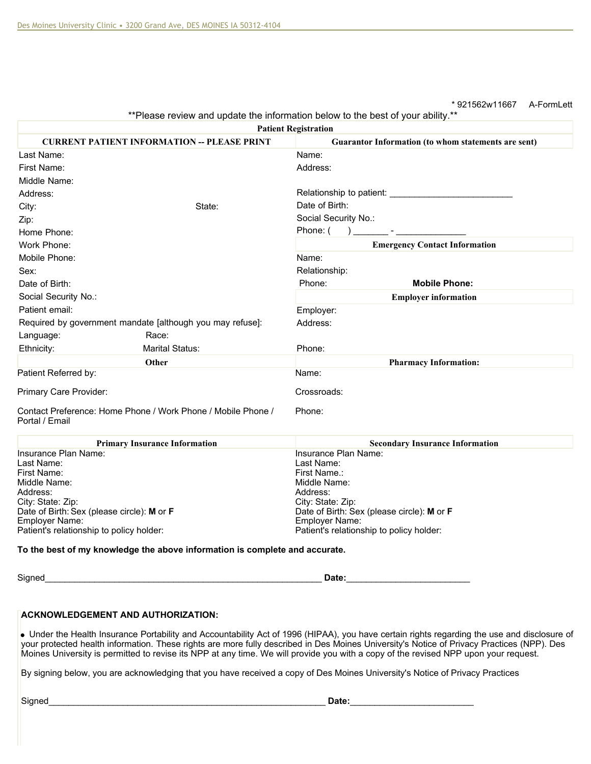Des Moines University Clinic • 3200 Grand Ave, DES MOINES IA 50312-4104

\* 921562w11667 A-FormLett

**Please review and update the information below to the best of your ability.**

## Patient Registration

| CURRENT PATIENT INFORMATION -- PLEASE PRINT | Guarantor Information (to whom statements are sent) |
|---|---|
| Last Name: | Name: |
| First Name: | Address: |
| Middle Name: | |
| Address: | Relationship to patient: _________________________ |
| City: State: | Date of Birth: |
| Zip: | Social Security No.: |
| Home Phone: | Phone: ( ) _______ - ______________ |
| Work Phone: | **Emergency Contact Information** |
| Mobile Phone: | Name: |
| Sex: | Relationship: |
| Date of Birth: | Phone: **Mobile Phone:** |
| Social Security No.: | **Employer information** |
| Patient email: | Employer: |
| Required by government mandate [although you may refuse]: | Address: |
| Language: Race: | |
| Ethnicity: Marital Status: | Phone: |
| **Other** | **Pharmacy Information:** |
| Patient Referred by: | Name: |
| Primary Care Provider: | Crossroads: |
| Contact Preference: Home Phone / Work Phone / Mobile Phone / Portal / Email | Phone: |

| Primary Insurance Information | Secondary Insurance Information |
|---|---|
| Insurance Plan Name: | Insurance Plan Name: |
| Last Name: | Last Name: |
| First Name: | First Name.: |
| Middle Name: | Middle Name: |
| Address: | Address: |
| City: State: Zip: | City: State: Zip: |
| Date of Birth: Sex (please circle): **M** or **F** | Date of Birth: Sex (please circle): **M** or **F** |
| Employer Name: | Employer Name: |
| Patient's relationship to policy holder: | Patient's relationship to policy holder: |

**To the best of my knowledge the above information is complete and accurate.**

Signed________________________________________________________ **Date:**_________________________

**ACKNOWLEDGEMENT AND AUTHORIZATION:**

- Under the Health Insurance Portability and Accountability Act of 1996 (HIPAA), you have certain rights regarding the use and disclosure of your protected health information. These rights are more fully described in Des Moines University's Notice of Privacy Practices (NPP). Des Moines University is permitted to revise its NPP at any time. We will provide you with a copy of the revised NPP upon your request.

By signing below, you are acknowledging that you have received a copy of Des Moines University's Notice of Privacy Practices

Signed________________________________________________________ **Date:**_________________________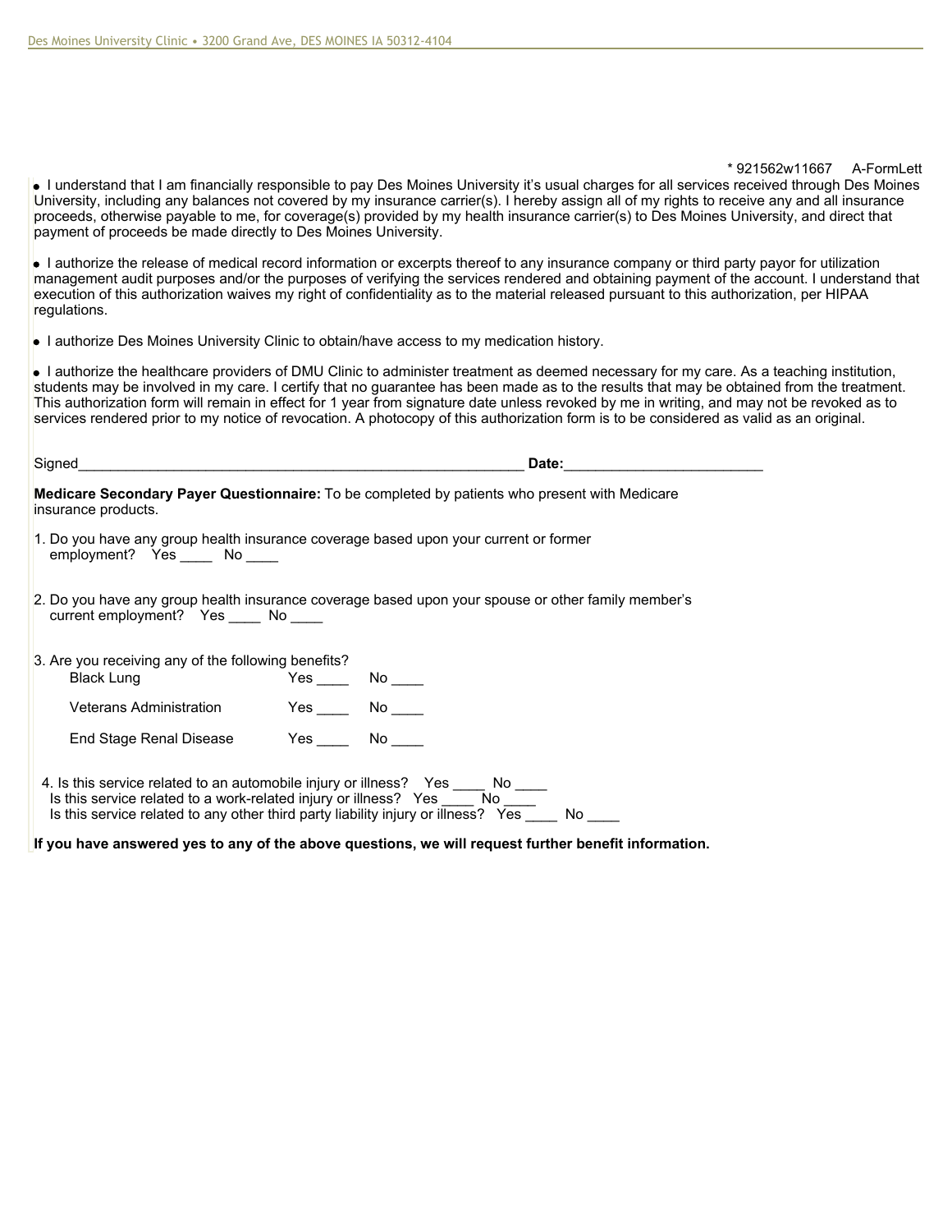* 921562w11667 A-FormLett

- I understand that I am financially responsible to pay Des Moines University it's usual charges for all services received through Des Moines University, including any balances not covered by my insurance carrier(s). I hereby assign all of my rights to receive any and all insurance proceeds, otherwise payable to me, for coverage(s) provided by my health insurance carrier(s) to Des Moines University, and direct that payment of proceeds be made directly to Des Moines University.

- I authorize the release of medical record information or excerpts thereof to any insurance company or third party payor for utilization management audit purposes and/or the purposes of verifying the services rendered and obtaining payment of the account. I understand that execution of this authorization waives my right of confidentiality as to the material released pursuant to this authorization, per HIPAA regulations.

- I authorize Des Moines University Clinic to obtain/have access to my medication history.

- I authorize the healthcare providers of DMU Clinic to administer treatment as deemed necessary for my care. As a teaching institution, students may be involved in my care. I certify that no guarantee has been made as to the results that may be obtained from the treatment. This authorization form will remain in effect for 1 year from signature date unless revoked by me in writing, and may not be revoked as to services rendered prior to my notice of revocation. A photocopy of this authorization form is to be considered as valid as an original.

Signed_______________________________________________________ **Date:**_________________________

**Medicare Secondary Payer Questionnaire:** To be completed by patients who present with Medicare insurance products.

1. Do you have any group health insurance coverage based upon your current or former employment? Yes ____ No ____

2. Do you have any group health insurance coverage based upon your spouse or other family member's current employment? Yes ____ No ____

3. Are you receiving any of the following benefits?
   - Black Lung Yes ____ No ____
   - Veterans Administration Yes ____ No ____
   - End Stage Renal Disease Yes ____ No ____

4. Is this service related to an automobile injury or illness? Yes ____ No ____
   Is this service related to a work-related injury or illness? Yes ____ No ____
   Is this service related to any other third party liability injury or illness? Yes ____ No ____

**If you have answered yes to any of the above questions, we will request further benefit information.**